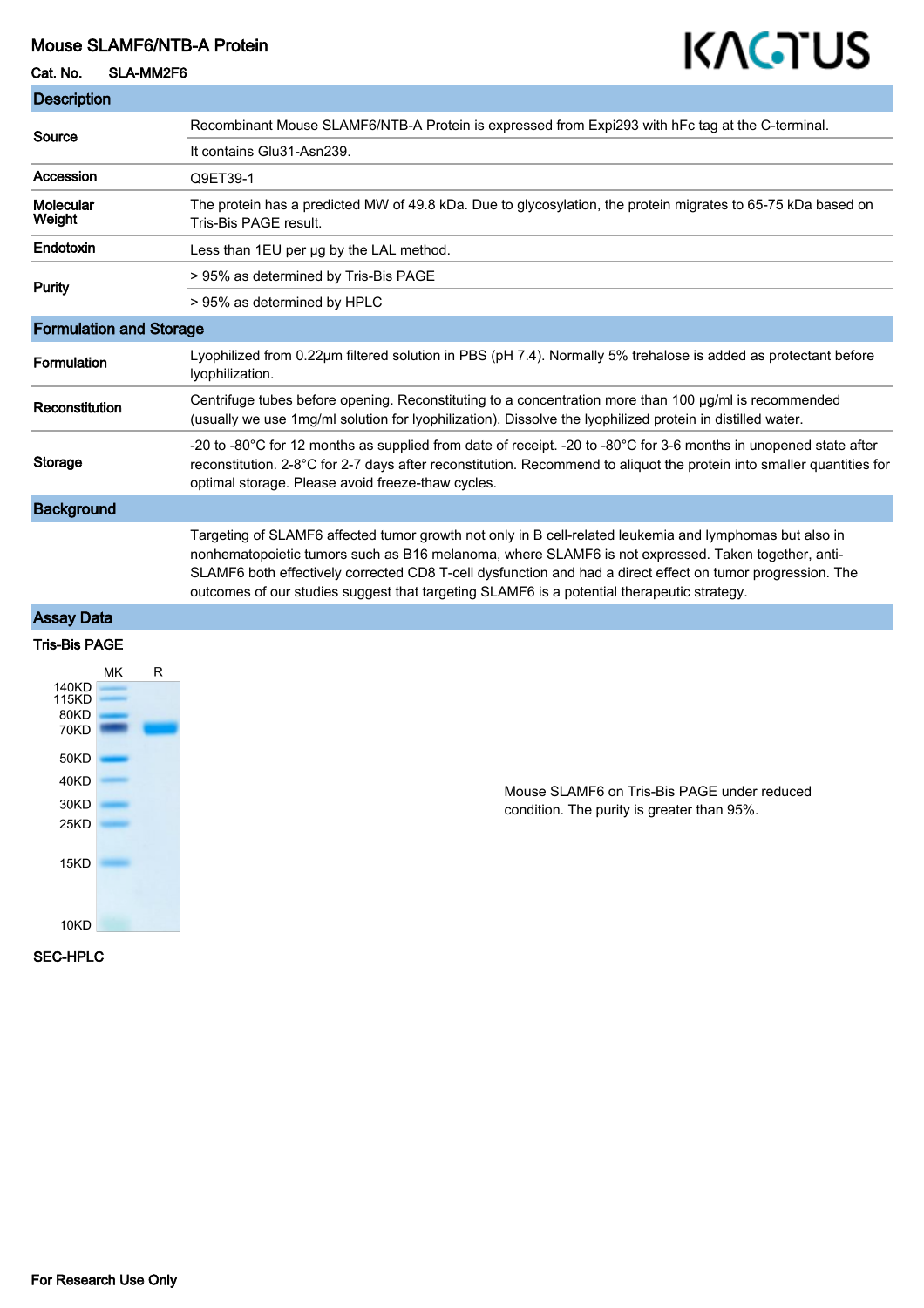# Mouse SLAMF6/NTB-A Protein

**Cat. No.** SLA-MM2F6

KACTUS

## Description

| | |
|---|---|
| **Source** | Recombinant Mouse SLAMF6/NTB-A Protein is expressed from Expi293 with hFc tag at the C-terminal. |
| | It contains Glu31-Asn239. |
| **Accession** | Q9ET39-1 |
| **Molecular Weight** | The protein has a predicted MW of 49.8 kDa. Due to glycosylation, the protein migrates to 65-75 kDa based on Tris-Bis PAGE result. |
| **Endotoxin** | Less than 1EU per μg by the LAL method. |
| **Purity** | > 95% as determined by Tris-Bis PAGE |
| | > 95% as determined by HPLC |

## Formulation and Storage

| | |
|---|---|
| **Formulation** | Lyophilized from 0.22μm filtered solution in PBS (pH 7.4). Normally 5% trehalose is added as protectant before lyophilization. |
| **Reconstitution** | Centrifuge tubes before opening. Reconstituting to a concentration more than 100 μg/ml is recommended (usually we use 1mg/ml solution for lyophilization). Dissolve the lyophilized protein in distilled water. |
| **Storage** | -20 to -80°C for 12 months as supplied from date of receipt. -20 to -80°C for 3-6 months in unopened state after reconstitution. 2-8°C for 2-7 days after reconstitution. Recommend to aliquot the protein into smaller quantities for optimal storage. Please avoid freeze-thaw cycles. |

## Background

Targeting of SLAMF6 affected tumor growth not only in B cell-related leukemia and lymphomas but also in nonhematopoietic tumors such as B16 melanoma, where SLAMF6 is not expressed. Taken together, anti-SLAMF6 both effectively corrected CD8 T-cell dysfunction and had a direct effect on tumor progression. The outcomes of our studies suggest that targeting SLAMF6 is a potential therapeutic strategy.

## Assay Data

### Tris-Bis PAGE

Mouse SLAMF6 on Tris-Bis PAGE under reduced condition. The purity is greater than 95%.

### SEC-HPLC

For Research Use Only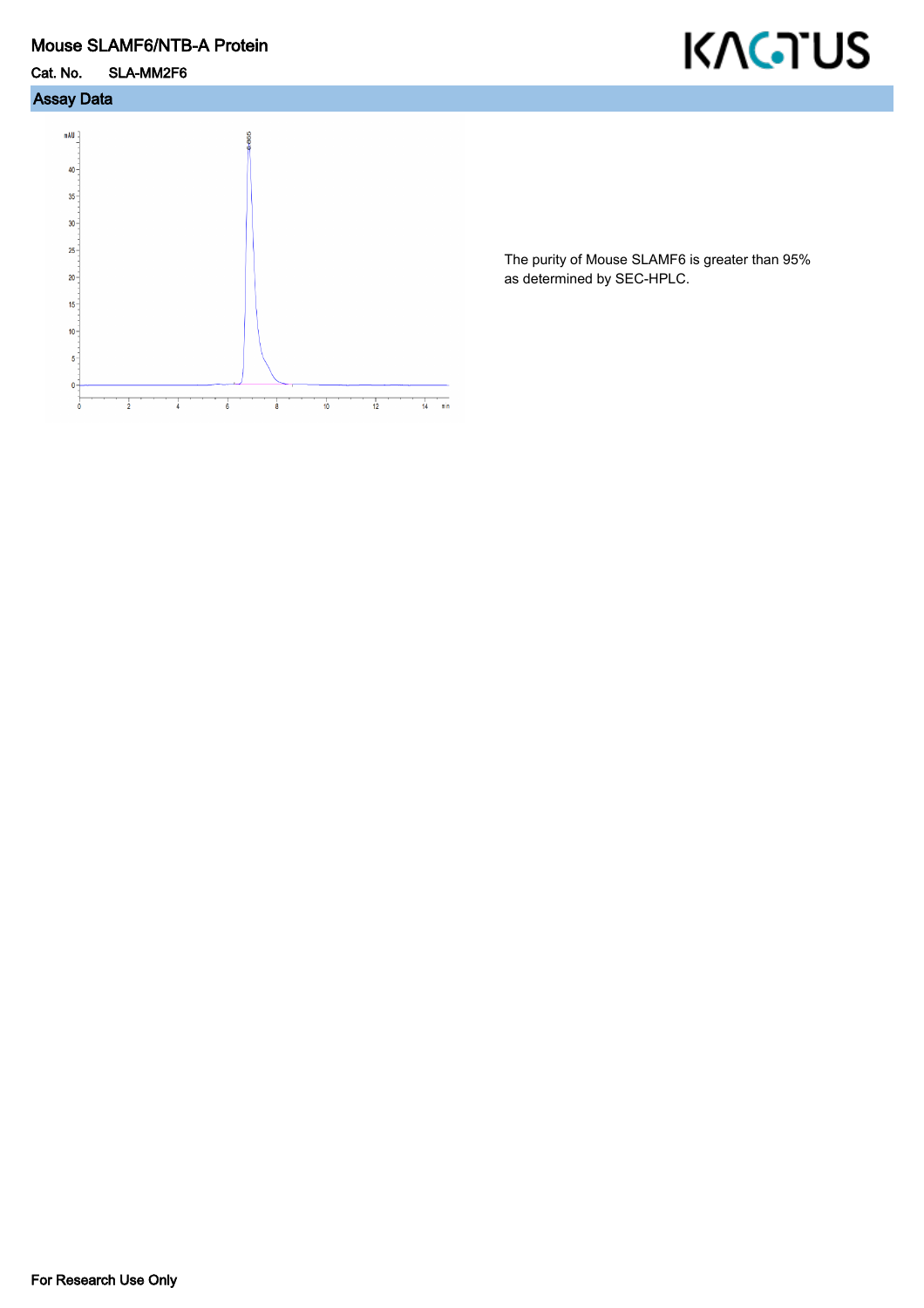Mouse SLAMF6/NTB-A Protein

Cat. No. SLA-MM2F6

KACTUS

## Assay Data

mAU

40

35

30

25

20

15

10

5

0

0 2 4 6 8 10 12 14 min

6.865

The purity of Mouse SLAMF6 is greater than 95% as determined by SEC-HPLC.

For Research Use Only